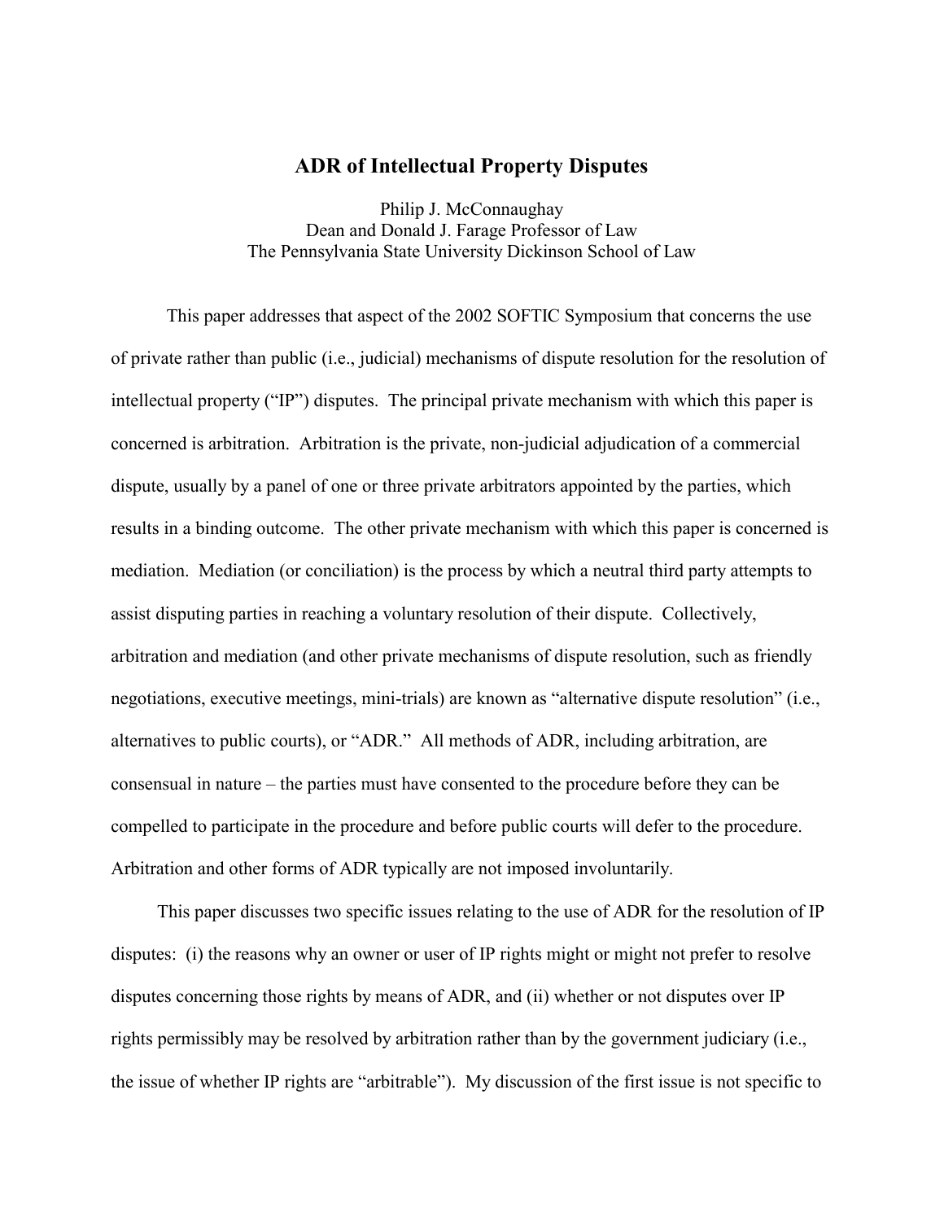# ADR of Intellectual Property Disputes

Philip J. McConnaughay
Dean and Donald J. Farage Professor of Law
The Pennsylvania State University Dickinson School of Law

This paper addresses that aspect of the 2002 SOFTIC Symposium that concerns the use of private rather than public (i.e., judicial) mechanisms of dispute resolution for the resolution of intellectual property ("IP") disputes. The principal private mechanism with which this paper is concerned is arbitration. Arbitration is the private, non-judicial adjudication of a commercial dispute, usually by a panel of one or three private arbitrators appointed by the parties, which results in a binding outcome. The other private mechanism with which this paper is concerned is mediation. Mediation (or conciliation) is the process by which a neutral third party attempts to assist disputing parties in reaching a voluntary resolution of their dispute. Collectively, arbitration and mediation (and other private mechanisms of dispute resolution, such as friendly negotiations, executive meetings, mini-trials) are known as "alternative dispute resolution" (i.e., alternatives to public courts), or "ADR." All methods of ADR, including arbitration, are consensual in nature – the parties must have consented to the procedure before they can be compelled to participate in the procedure and before public courts will defer to the procedure. Arbitration and other forms of ADR typically are not imposed involuntarily.

This paper discusses two specific issues relating to the use of ADR for the resolution of IP disputes: (i) the reasons why an owner or user of IP rights might or might not prefer to resolve disputes concerning those rights by means of ADR, and (ii) whether or not disputes over IP rights permissibly may be resolved by arbitration rather than by the government judiciary (i.e., the issue of whether IP rights are "arbitrable"). My discussion of the first issue is not specific to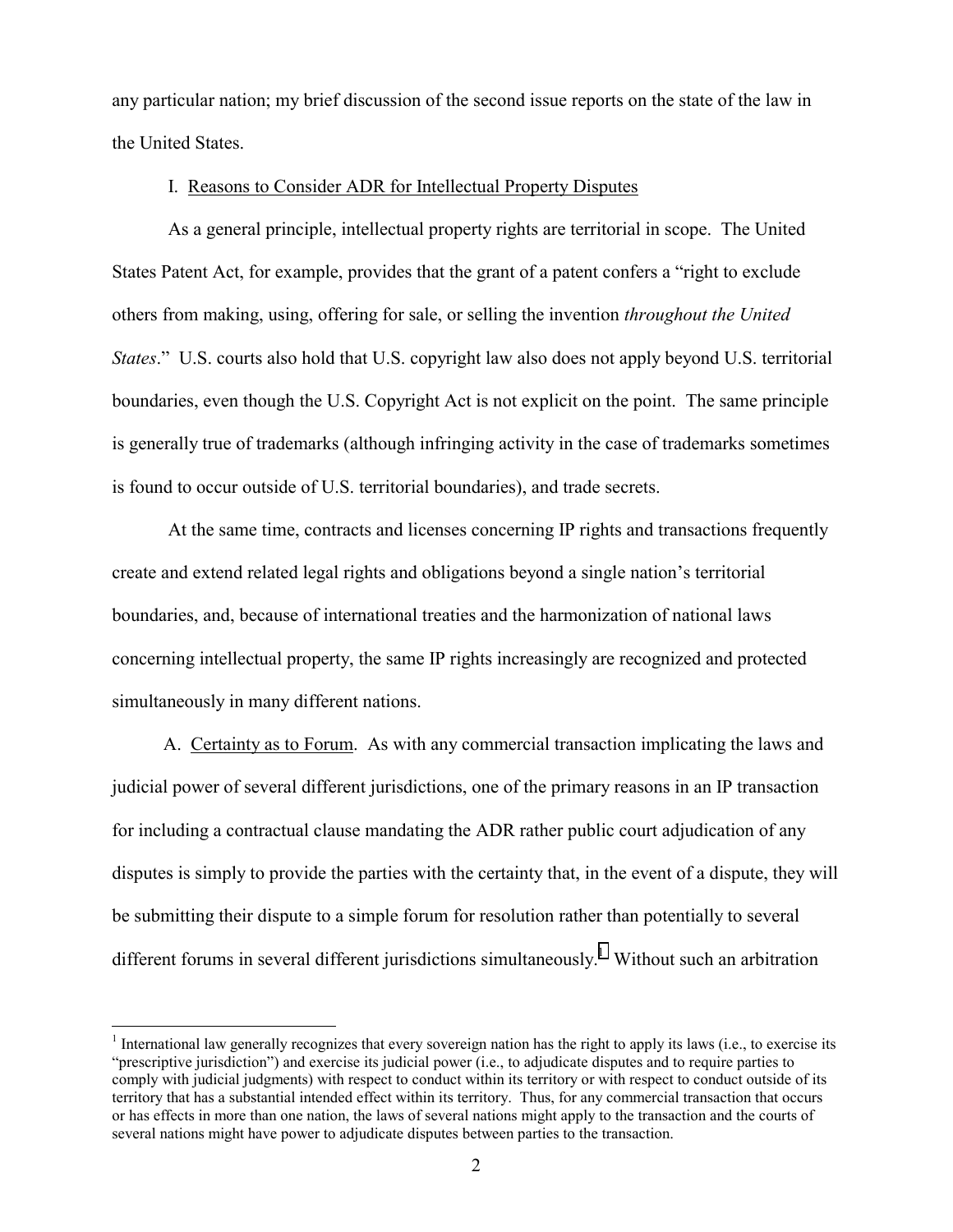any particular nation; my brief discussion of the second issue reports on the state of the law in the United States.

## I. Reasons to Consider ADR for Intellectual Property Disputes

As a general principle, intellectual property rights are territorial in scope. The United States Patent Act, for example, provides that the grant of a patent confers a "right to exclude others from making, using, offering for sale, or selling the invention *throughout the United States*." U.S. courts also hold that U.S. copyright law also does not apply beyond U.S. territorial boundaries, even though the U.S. Copyright Act is not explicit on the point. The same principle is generally true of trademarks (although infringing activity in the case of trademarks sometimes is found to occur outside of U.S. territorial boundaries), and trade secrets.

At the same time, contracts and licenses concerning IP rights and transactions frequently create and extend related legal rights and obligations beyond a single nation's territorial boundaries, and, because of international treaties and the harmonization of national laws concerning intellectual property, the same IP rights increasingly are recognized and protected simultaneously in many different nations.

### A. Certainty as to Forum.

As with any commercial transaction implicating the laws and judicial power of several different jurisdictions, one of the primary reasons in an IP transaction for including a contractual clause mandating the ADR rather public court adjudication of any disputes is simply to provide the parties with the certainty that, in the event of a dispute, they will be submitting their dispute to a simple forum for resolution rather than potentially to several different forums in several different jurisdictions simultaneously.[1] Without such an arbitration

---

[1] International law generally recognizes that every sovereign nation has the right to apply its laws (i.e., to exercise its "prescriptive jurisdiction") and exercise its judicial power (i.e., to adjudicate disputes and to require parties to comply with judicial judgments) with respect to conduct within its territory or with respect to conduct outside of its territory that has a substantial intended effect within its territory. Thus, for any commercial transaction that occurs or has effects in more than one nation, the laws of several nations might apply to the transaction and the courts of several nations might have power to adjudicate disputes between parties to the transaction.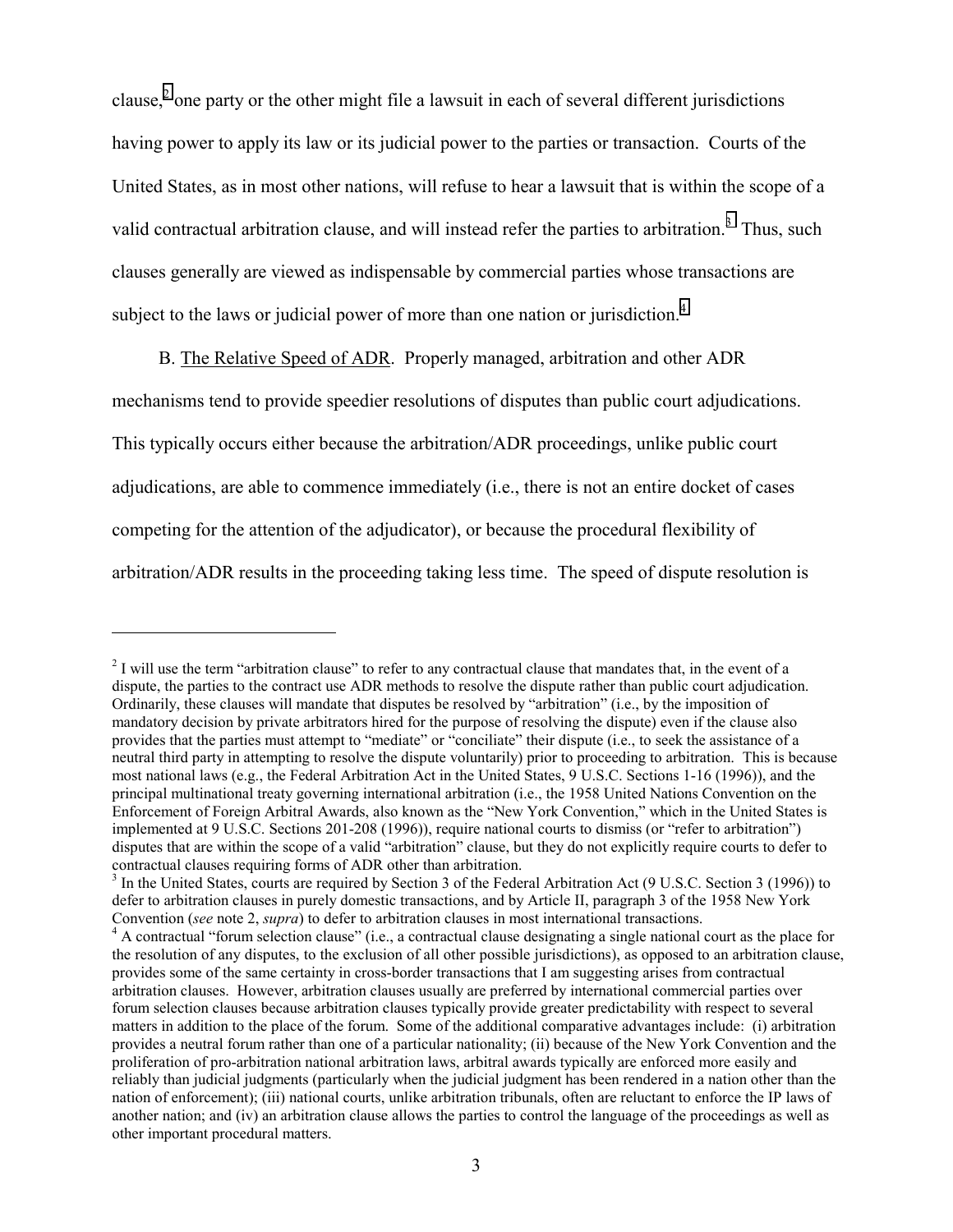clause,[2] one party or the other might file a lawsuit in each of several different jurisdictions having power to apply its law or its judicial power to the parties or transaction. Courts of the United States, as in most other nations, will refuse to hear a lawsuit that is within the scope of a valid contractual arbitration clause, and will instead refer the parties to arbitration.[3] Thus, such clauses generally are viewed as indispensable by commercial parties whose transactions are subject to the laws or judicial power of more than one nation or jurisdiction.[4]

B. The Relative Speed of ADR. Properly managed, arbitration and other ADR mechanisms tend to provide speedier resolutions of disputes than public court adjudications. This typically occurs either because the arbitration/ADR proceedings, unlike public court adjudications, are able to commence immediately (i.e., there is not an entire docket of cases competing for the attention of the adjudicator), or because the procedural flexibility of arbitration/ADR results in the proceeding taking less time. The speed of dispute resolution is

---

[2] I will use the term "arbitration clause" to refer to any contractual clause that mandates that, in the event of a dispute, the parties to the contract use ADR methods to resolve the dispute rather than public court adjudication. Ordinarily, these clauses will mandate that disputes be resolved by "arbitration" (i.e., by the imposition of mandatory decision by private arbitrators hired for the purpose of resolving the dispute) even if the clause also provides that the parties must attempt to "mediate" or "conciliate" their dispute (i.e., to seek the assistance of a neutral third party in attempting to resolve the dispute voluntarily) prior to proceeding to arbitration. This is because most national laws (e.g., the Federal Arbitration Act in the United States, 9 U.S.C. Sections 1-16 (1996)), and the principal multinational treaty governing international arbitration (i.e., the 1958 United Nations Convention on the Enforcement of Foreign Arbitral Awards, also known as the "New York Convention," which in the United States is implemented at 9 U.S.C. Sections 201-208 (1996)), require national courts to dismiss (or "refer to arbitration") disputes that are within the scope of a valid "arbitration" clause, but they do not explicitly require courts to defer to contractual clauses requiring forms of ADR other than arbitration.

[3] In the United States, courts are required by Section 3 of the Federal Arbitration Act (9 U.S.C. Section 3 (1996)) to defer to arbitration clauses in purely domestic transactions, and by Article II, paragraph 3 of the 1958 New York Convention (*see* note 2, *supra*) to defer to arbitration clauses in most international transactions.

[4] A contractual "forum selection clause" (i.e., a contractual clause designating a single national court as the place for the resolution of any disputes, to the exclusion of all other possible jurisdictions), as opposed to an arbitration clause, provides some of the same certainty in cross-border transactions that I am suggesting arises from contractual arbitration clauses. However, arbitration clauses usually are preferred by international commercial parties over forum selection clauses because arbitration clauses typically provide greater predictability with respect to several matters in addition to the place of the forum. Some of the additional comparative advantages include: (i) arbitration provides a neutral forum rather than one of a particular nationality; (ii) because of the New York Convention and the proliferation of pro-arbitration national arbitration laws, arbitral awards typically are enforced more easily and reliably than judicial judgments (particularly when the judicial judgment has been rendered in a nation other than the nation of enforcement); (iii) national courts, unlike arbitration tribunals, often are reluctant to enforce the IP laws of another nation; and (iv) an arbitration clause allows the parties to control the language of the proceedings as well as other important procedural matters.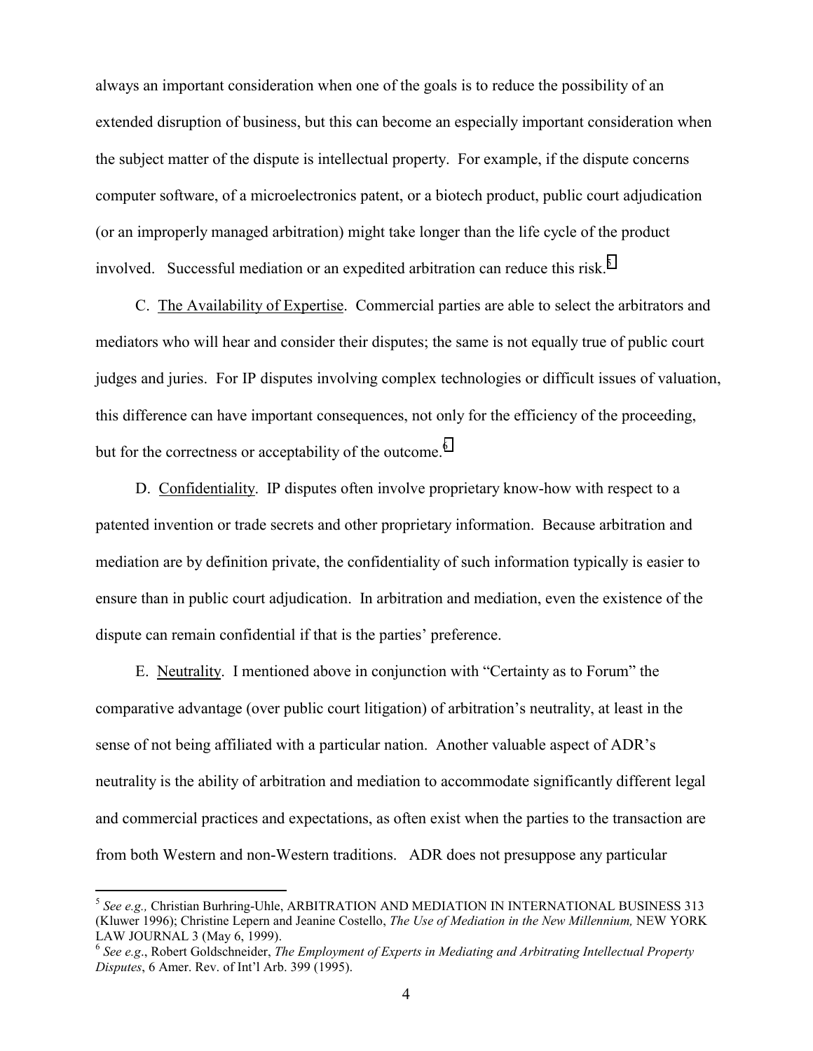always an important consideration when one of the goals is to reduce the possibility of an extended disruption of business, but this can become an especially important consideration when the subject matter of the dispute is intellectual property. For example, if the dispute concerns computer software, of a microelectronics patent, or a biotech product, public court adjudication (or an improperly managed arbitration) might take longer than the life cycle of the product involved. Successful mediation or an expedited arbitration can reduce this risk.[5]

C. The Availability of Expertise. Commercial parties are able to select the arbitrators and mediators who will hear and consider their disputes; the same is not equally true of public court judges and juries. For IP disputes involving complex technologies or difficult issues of valuation, this difference can have important consequences, not only for the efficiency of the proceeding, but for the correctness or acceptability of the outcome.[6]

D. Confidentiality. IP disputes often involve proprietary know-how with respect to a patented invention or trade secrets and other proprietary information. Because arbitration and mediation are by definition private, the confidentiality of such information typically is easier to ensure than in public court adjudication. In arbitration and mediation, even the existence of the dispute can remain confidential if that is the parties' preference.

E. Neutrality. I mentioned above in conjunction with "Certainty as to Forum" the comparative advantage (over public court litigation) of arbitration's neutrality, at least in the sense of not being affiliated with a particular nation. Another valuable aspect of ADR's neutrality is the ability of arbitration and mediation to accommodate significantly different legal and commercial practices and expectations, as often exist when the parties to the transaction are from both Western and non-Western traditions. ADR does not presuppose any particular

---

[5] *See e.g.,* Christian Burhring-Uhle, ARBITRATION AND MEDIATION IN INTERNATIONAL BUSINESS 313 (Kluwer 1996); Christine Lepern and Jeanine Costello, *The Use of Mediation in the New Millennium,* NEW YORK LAW JOURNAL 3 (May 6, 1999).

[6] *See e.g*., Robert Goldschneider, *The Employment of Experts in Mediating and Arbitrating Intellectual Property Disputes*, 6 Amer. Rev. of Int'l Arb. 399 (1995).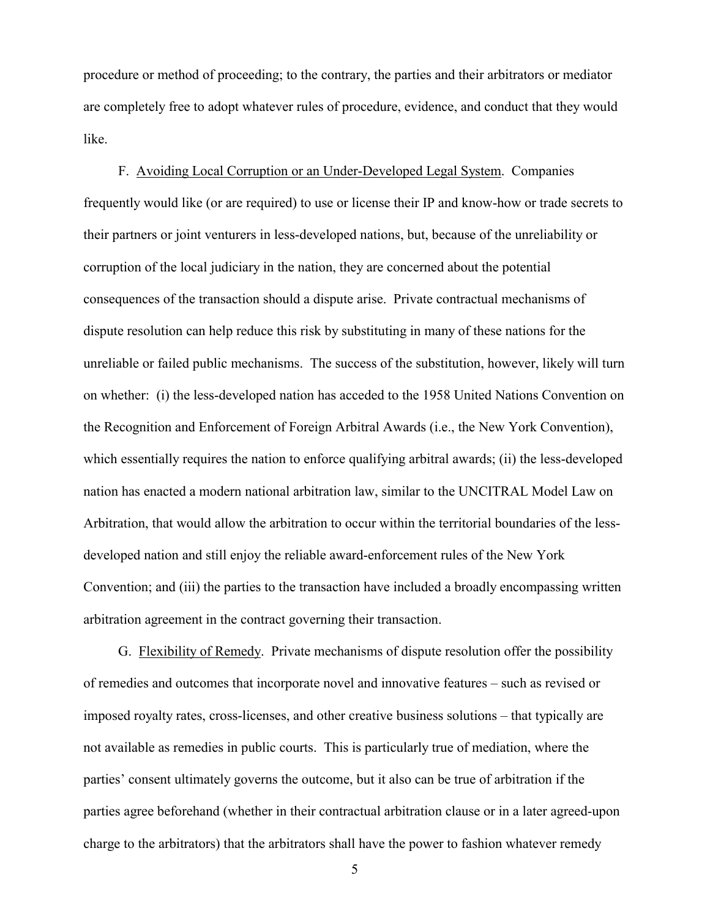procedure or method of proceeding; to the contrary, the parties and their arbitrators or mediator are completely free to adopt whatever rules of procedure, evidence, and conduct that they would like.

F. <u>Avoiding Local Corruption or an Under-Developed Legal System</u>. Companies frequently would like (or are required) to use or license their IP and know-how or trade secrets to their partners or joint venturers in less-developed nations, but, because of the unreliability or corruption of the local judiciary in the nation, they are concerned about the potential consequences of the transaction should a dispute arise. Private contractual mechanisms of dispute resolution can help reduce this risk by substituting in many of these nations for the unreliable or failed public mechanisms. The success of the substitution, however, likely will turn on whether: (i) the less-developed nation has acceded to the 1958 United Nations Convention on the Recognition and Enforcement of Foreign Arbitral Awards (i.e., the New York Convention), which essentially requires the nation to enforce qualifying arbitral awards; (ii) the less-developed nation has enacted a modern national arbitration law, similar to the UNCITRAL Model Law on Arbitration, that would allow the arbitration to occur within the territorial boundaries of the less-developed nation and still enjoy the reliable award-enforcement rules of the New York Convention; and (iii) the parties to the transaction have included a broadly encompassing written arbitration agreement in the contract governing their transaction.

G. <u>Flexibility of Remedy</u>. Private mechanisms of dispute resolution offer the possibility of remedies and outcomes that incorporate novel and innovative features – such as revised or imposed royalty rates, cross-licenses, and other creative business solutions – that typically are not available as remedies in public courts. This is particularly true of mediation, where the parties' consent ultimately governs the outcome, but it also can be true of arbitration if the parties agree beforehand (whether in their contractual arbitration clause or in a later agreed-upon charge to the arbitrators) that the arbitrators shall have the power to fashion whatever remedy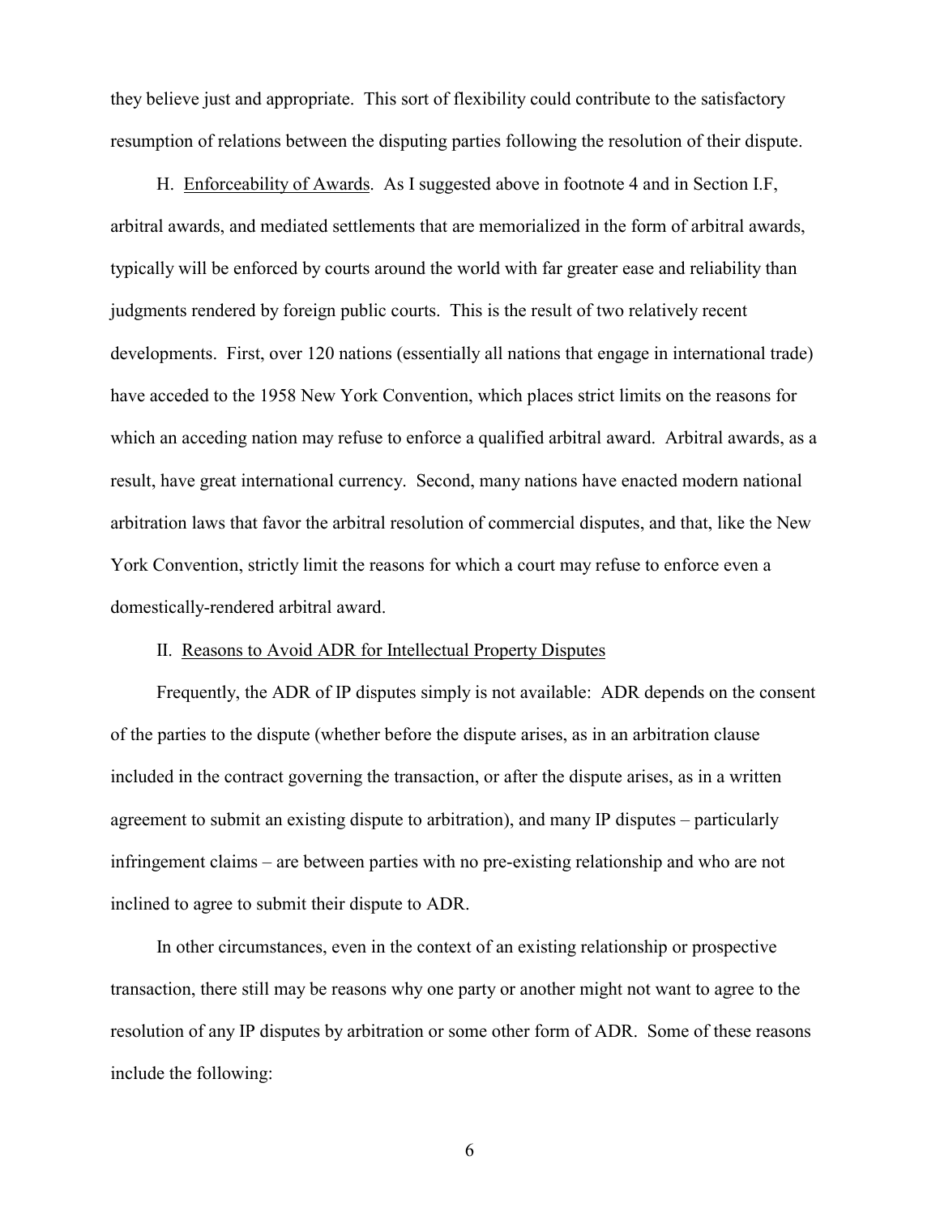they believe just and appropriate. This sort of flexibility could contribute to the satisfactory resumption of relations between the disputing parties following the resolution of their dispute.

H. Enforceability of Awards. As I suggested above in footnote 4 and in Section I.F, arbitral awards, and mediated settlements that are memorialized in the form of arbitral awards, typically will be enforced by courts around the world with far greater ease and reliability than judgments rendered by foreign public courts. This is the result of two relatively recent developments. First, over 120 nations (essentially all nations that engage in international trade) have acceded to the 1958 New York Convention, which places strict limits on the reasons for which an acceding nation may refuse to enforce a qualified arbitral award. Arbitral awards, as a result, have great international currency. Second, many nations have enacted modern national arbitration laws that favor the arbitral resolution of commercial disputes, and that, like the New York Convention, strictly limit the reasons for which a court may refuse to enforce even a domestically-rendered arbitral award.

## II. Reasons to Avoid ADR for Intellectual Property Disputes

Frequently, the ADR of IP disputes simply is not available: ADR depends on the consent of the parties to the dispute (whether before the dispute arises, as in an arbitration clause included in the contract governing the transaction, or after the dispute arises, as in a written agreement to submit an existing dispute to arbitration), and many IP disputes – particularly infringement claims – are between parties with no pre-existing relationship and who are not inclined to agree to submit their dispute to ADR.

In other circumstances, even in the context of an existing relationship or prospective transaction, there still may be reasons why one party or another might not want to agree to the resolution of any IP disputes by arbitration or some other form of ADR. Some of these reasons include the following: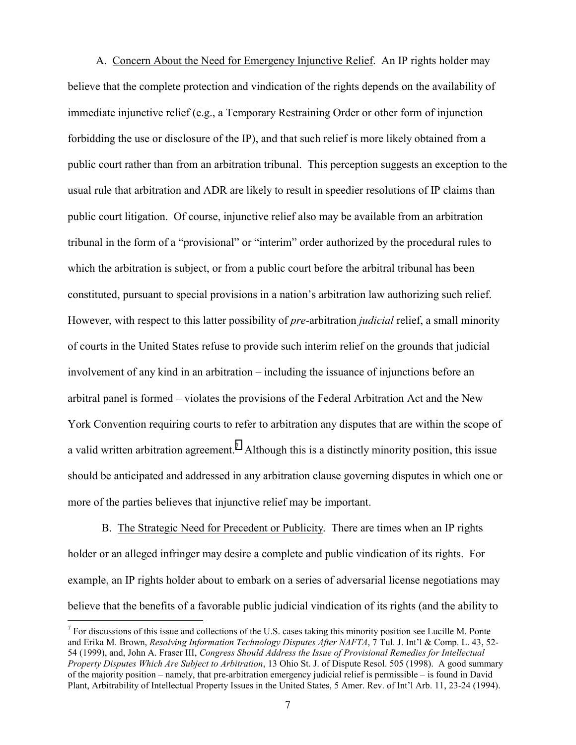A. Concern About the Need for Emergency Injunctive Relief. An IP rights holder may believe that the complete protection and vindication of the rights depends on the availability of immediate injunctive relief (e.g., a Temporary Restraining Order or other form of injunction forbidding the use or disclosure of the IP), and that such relief is more likely obtained from a public court rather than from an arbitration tribunal. This perception suggests an exception to the usual rule that arbitration and ADR are likely to result in speedier resolutions of IP claims than public court litigation. Of course, injunctive relief also may be available from an arbitration tribunal in the form of a "provisional" or "interim" order authorized by the procedural rules to which the arbitration is subject, or from a public court before the arbitral tribunal has been constituted, pursuant to special provisions in a nation's arbitration law authorizing such relief. However, with respect to this latter possibility of *pre*-arbitration *judicial* relief, a small minority of courts in the United States refuse to provide such interim relief on the grounds that judicial involvement of any kind in an arbitration – including the issuance of injunctions before an arbitral panel is formed – violates the provisions of the Federal Arbitration Act and the New York Convention requiring courts to refer to arbitration any disputes that are within the scope of a valid written arbitration agreement.[7] Although this is a distinctly minority position, this issue should be anticipated and addressed in any arbitration clause governing disputes in which one or more of the parties believes that injunctive relief may be important.

B. The Strategic Need for Precedent or Publicity. There are times when an IP rights holder or an alleged infringer may desire a complete and public vindication of its rights. For example, an IP rights holder about to embark on a series of adversarial license negotiations may believe that the benefits of a favorable public judicial vindication of its rights (and the ability to

---

[7] For discussions of this issue and collections of the U.S. cases taking this minority position see Lucille M. Ponte and Erika M. Brown, *Resolving Information Technology Disputes After NAFTA*, 7 Tul. J. Int'l & Comp. L. 43, 52-54 (1999), and, John A. Fraser III, *Congress Should Address the Issue of Provisional Remedies for Intellectual Property Disputes Which Are Subject to Arbitration*, 13 Ohio St. J. of Dispute Resol. 505 (1998). A good summary of the majority position – namely, that pre-arbitration emergency judicial relief is permissible – is found in David Plant, Arbitrability of Intellectual Property Issues in the United States, 5 Amer. Rev. of Int'l Arb. 11, 23-24 (1994).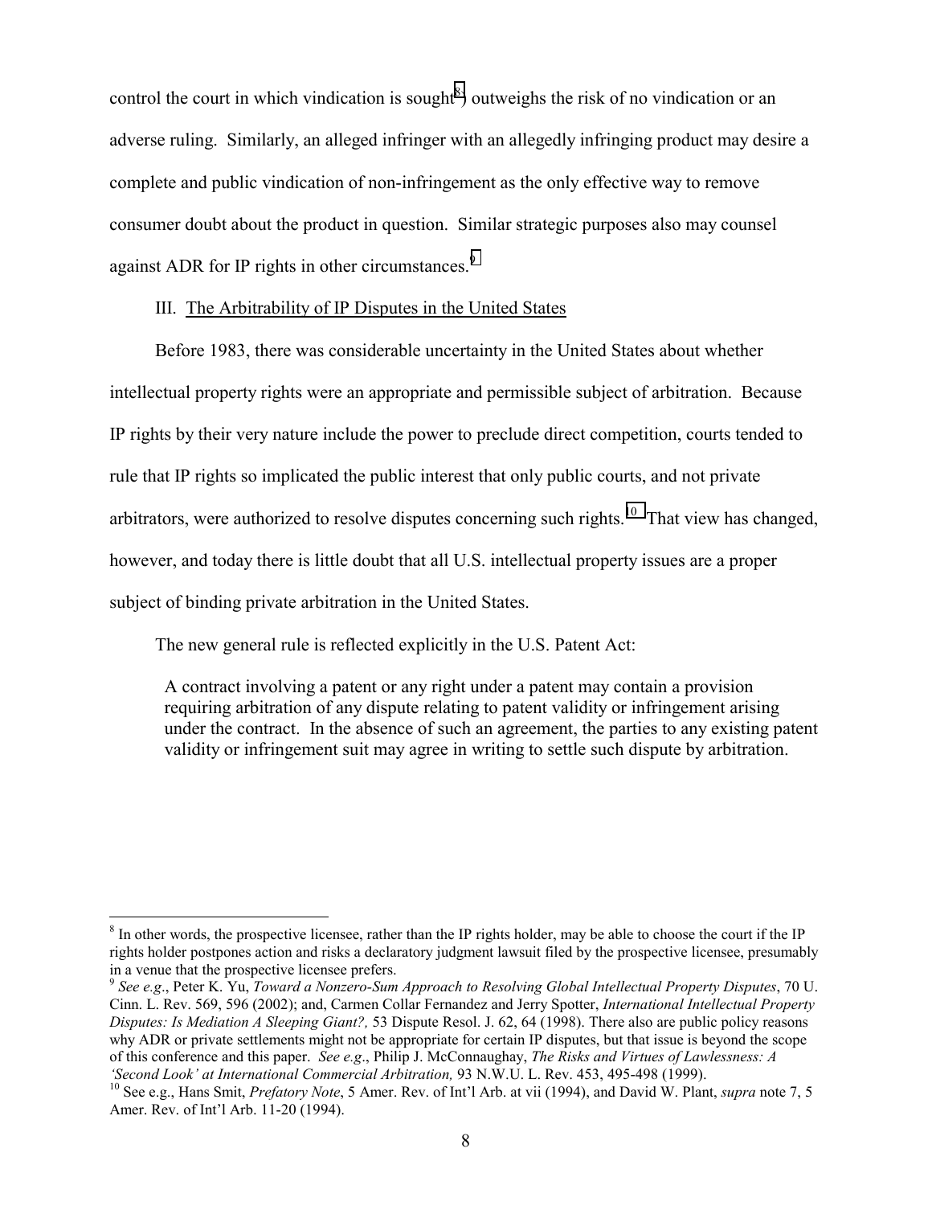control the court in which vindication is sought[8]) outweighs the risk of no vindication or an adverse ruling. Similarly, an alleged infringer with an allegedly infringing product may desire a complete and public vindication of non-infringement as the only effective way to remove consumer doubt about the product in question. Similar strategic purposes also may counsel against ADR for IP rights in other circumstances.[9]

III. The Arbitrability of IP Disputes in the United States

Before 1983, there was considerable uncertainty in the United States about whether intellectual property rights were an appropriate and permissible subject of arbitration. Because IP rights by their very nature include the power to preclude direct competition, courts tended to rule that IP rights so implicated the public interest that only public courts, and not private arbitrators, were authorized to resolve disputes concerning such rights.[10] That view has changed, however, and today there is little doubt that all U.S. intellectual property issues are a proper subject of binding private arbitration in the United States.

The new general rule is reflected explicitly in the U.S. Patent Act:

> A contract involving a patent or any right under a patent may contain a provision requiring arbitration of any dispute relating to patent validity or infringement arising under the contract. In the absence of such an agreement, the parties to any existing patent validity or infringement suit may agree in writing to settle such dispute by arbitration.

---

[8] In other words, the prospective licensee, rather than the IP rights holder, may be able to choose the court if the IP rights holder postpones action and risks a declaratory judgment lawsuit filed by the prospective licensee, presumably in a venue that the prospective licensee prefers.

[9] *See e.g*., Peter K. Yu, *Toward a Nonzero-Sum Approach to Resolving Global Intellectual Property Disputes*, 70 U. Cinn. L. Rev. 569, 596 (2002); and, Carmen Collar Fernandez and Jerry Spotter, *International Intellectual Property Disputes: Is Mediation A Sleeping Giant?,* 53 Dispute Resol. J. 62, 64 (1998). There also are public policy reasons why ADR or private settlements might not be appropriate for certain IP disputes, but that issue is beyond the scope of this conference and this paper. *See e.g*., Philip J. McConnaughay, *The Risks and Virtues of Lawlessness: A 'Second Look' at International Commercial Arbitration,* 93 N.W.U. L. Rev. 453, 495-498 (1999).

[10] See e.g., Hans Smit, *Prefatory Note*, 5 Amer. Rev. of Int'l Arb. at vii (1994), and David W. Plant, *supra* note 7, 5 Amer. Rev. of Int'l Arb. 11-20 (1994).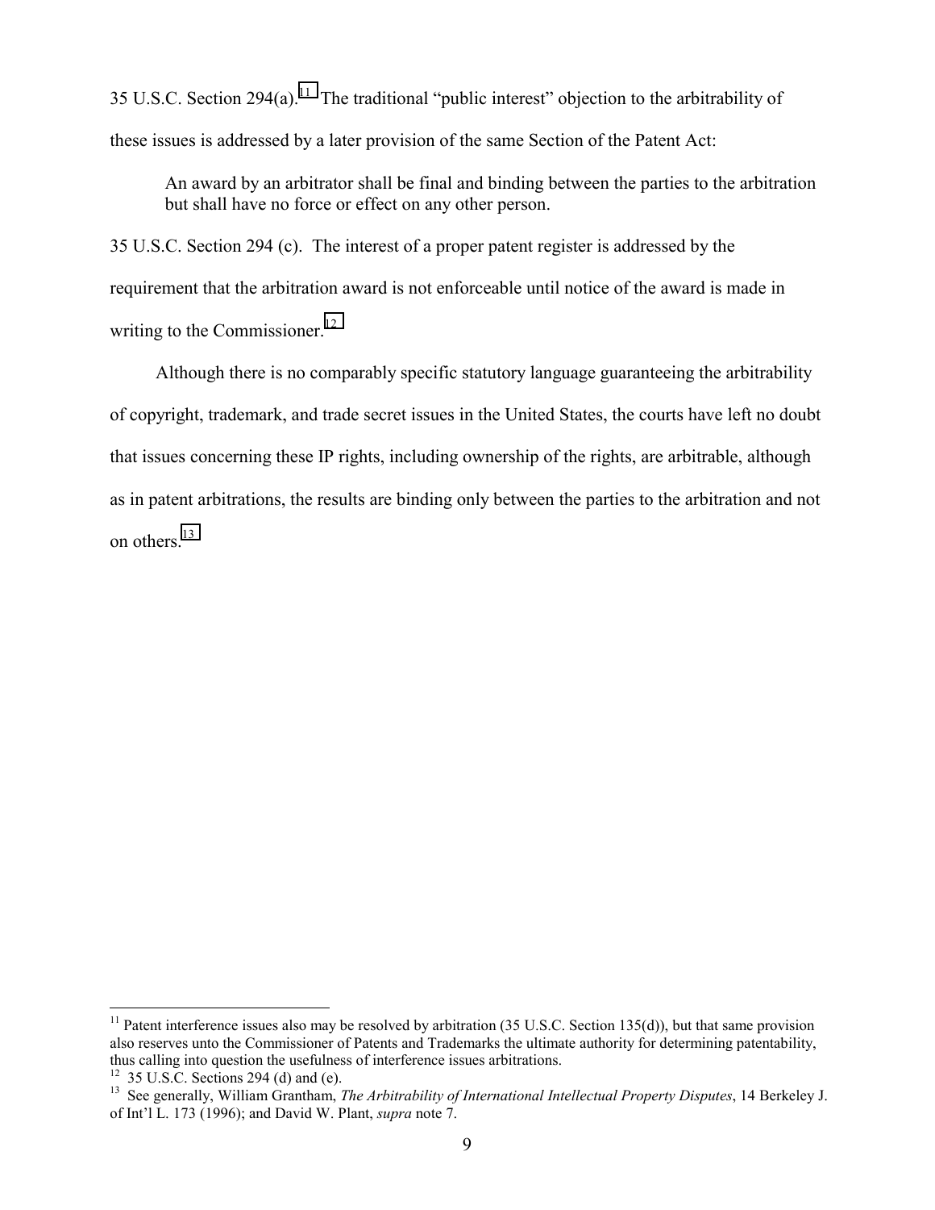35 U.S.C. Section 294(a).[11] The traditional "public interest" objection to the arbitrability of these issues is addressed by a later provision of the same Section of the Patent Act:

> An award by an arbitrator shall be final and binding between the parties to the arbitration but shall have no force or effect on any other person.

35 U.S.C. Section 294 (c). The interest of a proper patent register is addressed by the requirement that the arbitration award is not enforceable until notice of the award is made in writing to the Commissioner.[12]

Although there is no comparably specific statutory language guaranteeing the arbitrability of copyright, trademark, and trade secret issues in the United States, the courts have left no doubt that issues concerning these IP rights, including ownership of the rights, are arbitrable, although as in patent arbitrations, the results are binding only between the parties to the arbitration and not on others.[13]

---

[11] Patent interference issues also may be resolved by arbitration (35 U.S.C. Section 135(d)), but that same provision also reserves unto the Commissioner of Patents and Trademarks the ultimate authority for determining patentability, thus calling into question the usefulness of interference issues arbitrations.

[12] 35 U.S.C. Sections 294 (d) and (e).

[13] See generally, William Grantham, *The Arbitrability of International Intellectual Property Disputes*, 14 Berkeley J. of Int'l L. 173 (1996); and David W. Plant, *supra* note 7.